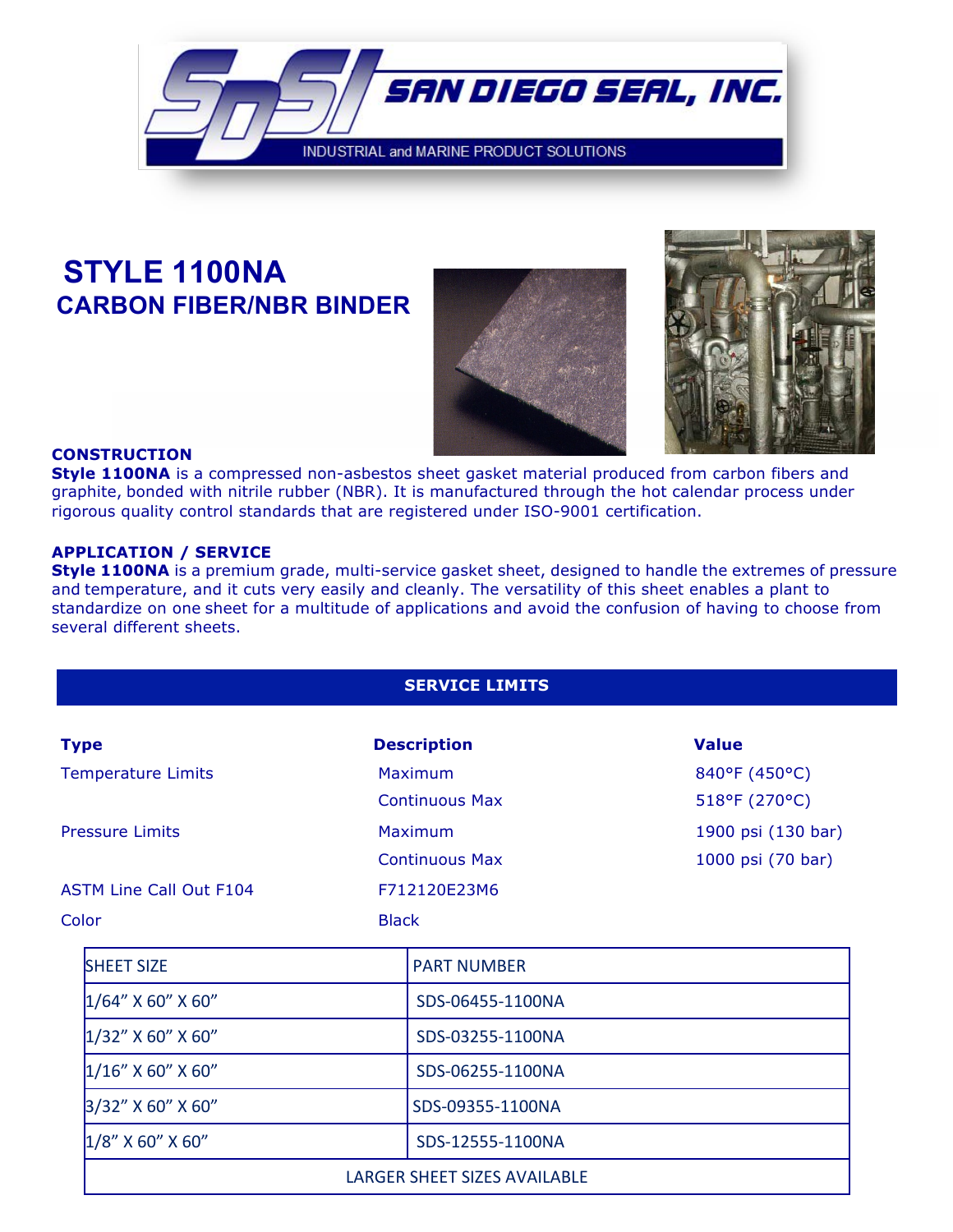SAN DIEGO SEAL, INC.

INDUSTRIAL and MARINE PRODUCT SOLUTIONS

# STYLE 1100NA
## CARBON FIBER/NBR BINDER

### CONSTRUCTION

**Style 1100NA** is a compressed non-asbestos sheet gasket material produced from carbon fibers and graphite, bonded with nitrile rubber (NBR). It is manufactured through the hot calendar process under rigorous quality control standards that are registered under ISO-9001 certification.

### APPLICATION / SERVICE

**Style 1100NA** is a premium grade, multi-service gasket sheet, designed to handle the extremes of pressure and temperature, and it cuts very easily and cleanly. The versatility of this sheet enables a plant to standardize on one sheet for a multitude of applications and avoid the confusion of having to choose from several different sheets.

### SERVICE LIMITS

| Type | Description | Value |
|---|---|---|
| Temperature Limits | Maximum | 840°F (450°C) |
| | Continuous Max | 518°F (270°C) |
| Pressure Limits | Maximum | 1900 psi (130 bar) |
| | Continuous Max | 1000 psi (70 bar) |
| ASTM Line Call Out F104 | F712120E23M6 | |
| Color | Black | |

| SHEET SIZE | PART NUMBER |
|---|---|
| 1/64" X 60" X 60" | SDS-06455-1100NA |
| 1/32" X 60" X 60" | SDS-03255-1100NA |
| 1/16" X 60" X 60" | SDS-06255-1100NA |
| 3/32" X 60" X 60" | SDS-09355-1100NA |
| 1/8" X 60" X 60" | SDS-12555-1100NA |
| LARGER SHEET SIZES AVAILABLE | |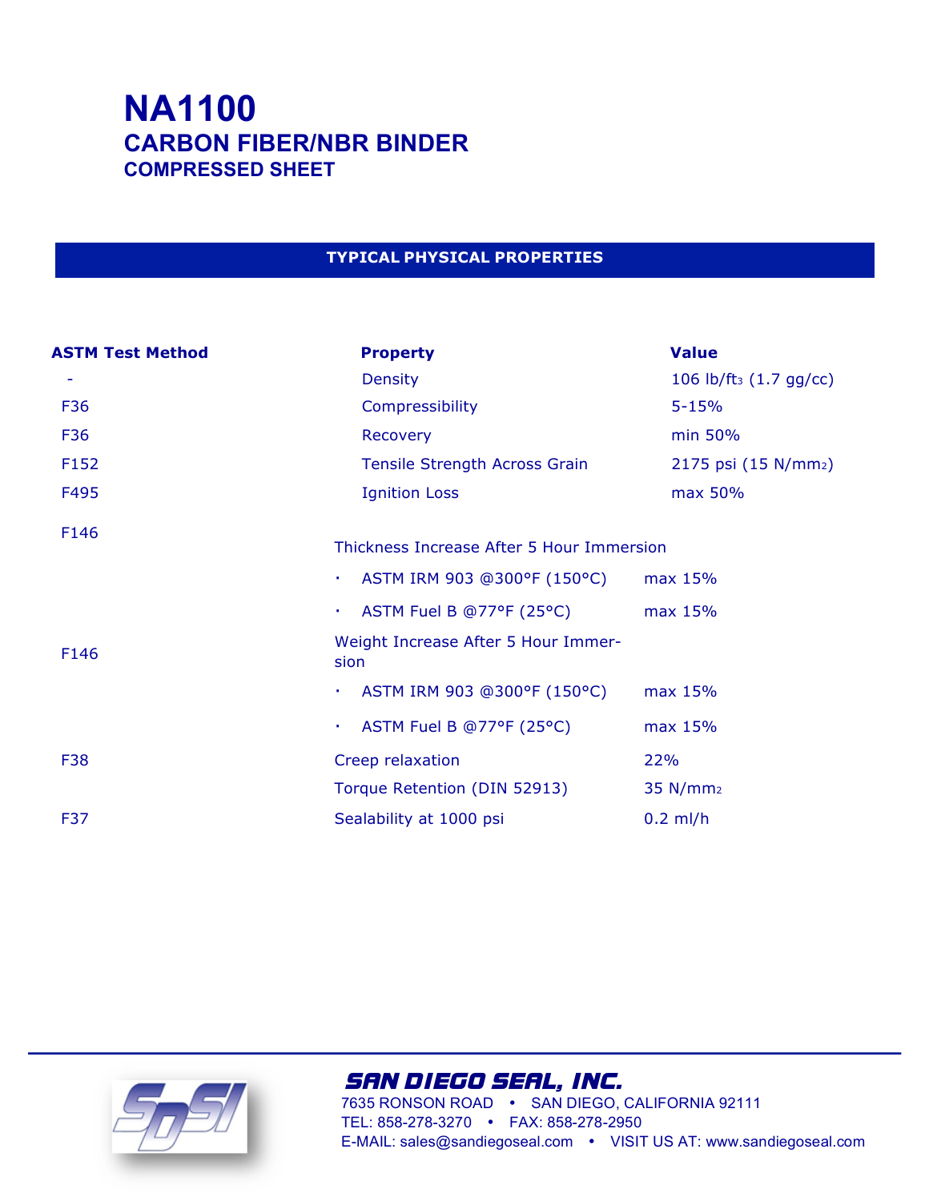# NA1100

## CARBON FIBER/NBR BINDER

### COMPRESSED SHEET

**TYPICAL PHYSICAL PROPERTIES**

| ASTM Test Method | Property | Value |
|---|---|---|
| - | Density | 106 lb/ft$^3$ (1.7 gg/cc) |
| F36 | Compressibility | 5-15% |
| F36 | Recovery | min 50% |
| F152 | Tensile Strength Across Grain | 2175 psi (15 N/mm$^2$) |
| F495 | Ignition Loss | max 50% |
| F146 | Thickness Increase After 5 Hour Immersion | |
| | · ASTM IRM 903 @300°F (150°C) | max 15% |
| | · ASTM Fuel B @77°F (25°C) | max 15% |
| F146 | Weight Increase After 5 Hour Immersion | |
| | · ASTM IRM 903 @300°F (150°C) | max 15% |
| | · ASTM Fuel B @77°F (25°C) | max 15% |
| F38 | Creep relaxation | 22% |
| | Torque Retention (DIN 52913) | 35 N/mm$^2$ |
| F37 | Sealability at 1000 psi | 0.2 ml/h |

**SAN DIEGO SEAL, INC.**
7635 RONSON ROAD • SAN DIEGO, CALIFORNIA 92111
TEL: 858-278-3270 • FAX: 858-278-2950
E-MAIL: sales@sandiegoseal.com • VISIT US AT: www.sandiegoseal.com